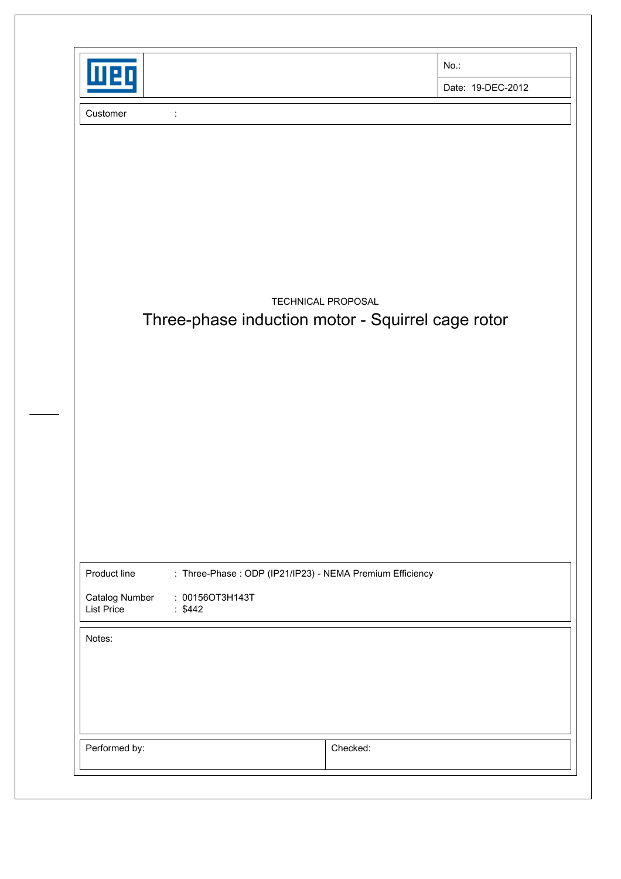| | | No.: |
|---|---|---|
| | | Date: 19-DEC-2012 |

Customer :

TECHNICAL PROPOSAL

# Three-phase induction motor - Squirrel cage rotor

Product line : Three-Phase : ODP (IP21/IP23) - NEMA Premium Efficiency

Catalog Number : 00156OT3H143T
List Price : $442

Notes:

| Performed by: | Checked: |
|---|---|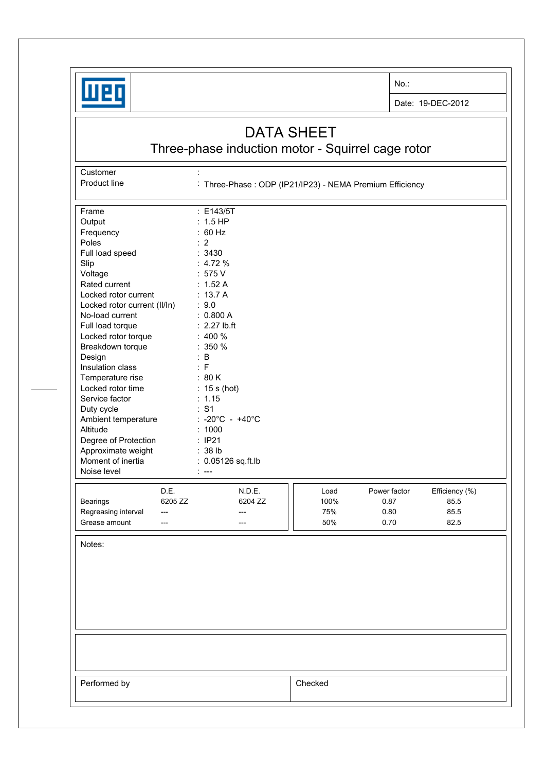No.:

Date: 19-DEC-2012

# DATA SHEET

## Three-phase induction motor - Squirrel cage rotor

| | |
|---|---|
| Customer | : |
| Product line | : Three-Phase : ODP (IP21/IP23) - NEMA Premium Efficiency |

| | |
|---|---|
| Frame | : E143/5T |
| Output | : 1.5 HP |
| Frequency | : 60 Hz |
| Poles | : 2 |
| Full load speed | : 3430 |
| Slip | : 4.72 % |
| Voltage | : 575 V |
| Rated current | : 1.52 A |
| Locked rotor current | : 13.7 A |
| Locked rotor current (Il/In) | : 9.0 |
| No-load current | : 0.800 A |
| Full load torque | : 2.27 lb.ft |
| Locked rotor torque | : 400 % |
| Breakdown torque | : 350 % |
| Design | : B |
| Insulation class | : F |
| Temperature rise | : 80 K |
| Locked rotor time | : 15 s (hot) |
| Service factor | : 1.15 |
| Duty cycle | : S1 |
| Ambient temperature | : -20°C - +40°C |
| Altitude | : 1000 |
| Degree of Protection | : IP21 |
| Approximate weight | : 38 lb |
| Moment of inertia | : 0.05126 sq.ft.lb |
| Noise level | : --- |

| | D.E. | N.D.E. |
|---|---|---|
| Bearings | 6205 ZZ | 6204 ZZ |
| Regreasing interval | --- | --- |
| Grease amount | --- | --- |

| Load | Power factor | Efficiency (%) |
|---|---|---|
| 100% | 0.87 | 85.5 |
| 75% | 0.80 | 85.5 |
| 50% | 0.70 | 82.5 |

Notes:

| Performed by | Checked |
|---|---|
| | |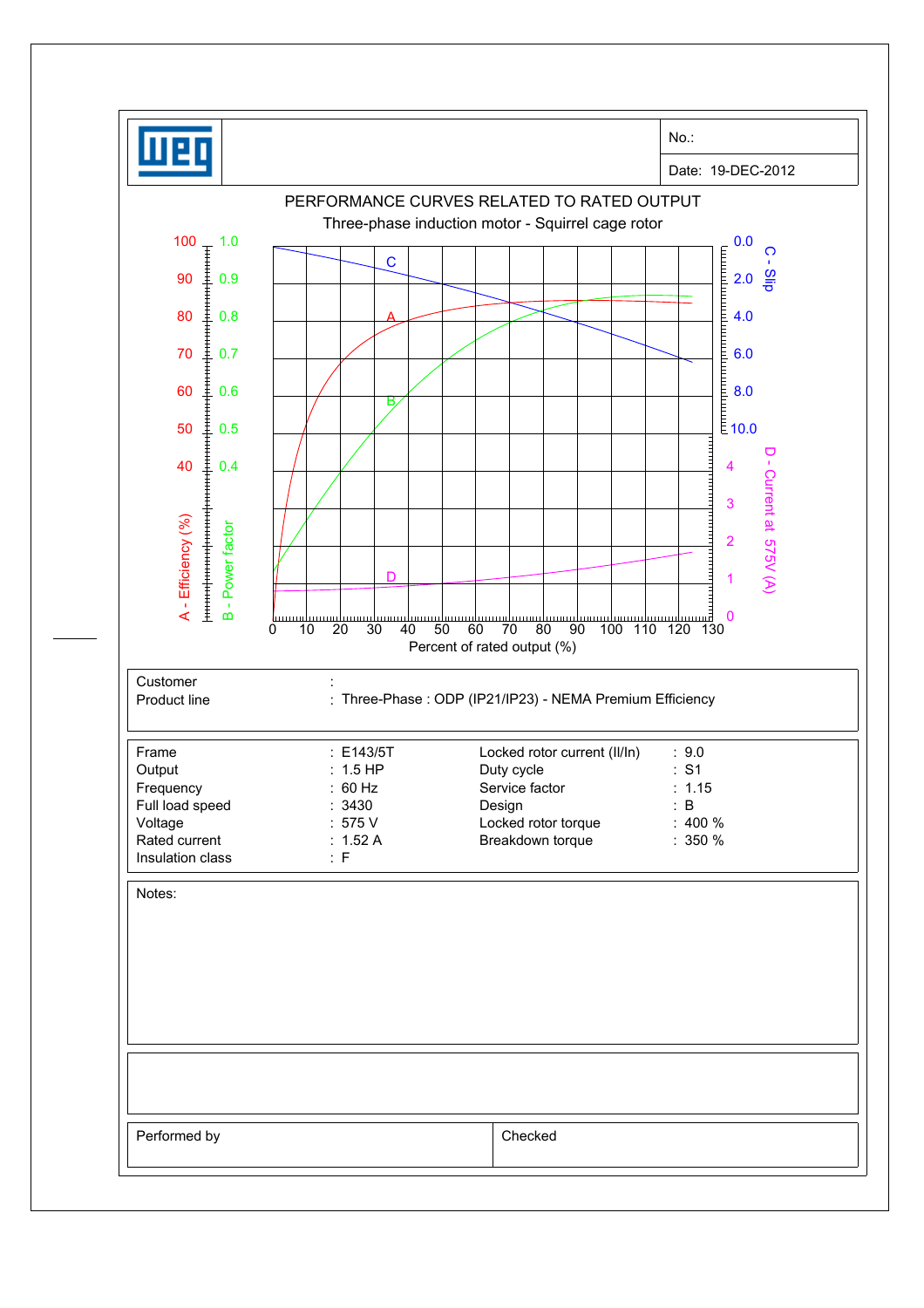| No.: |
|---|
| Date: 19-DEC-2012 |

## PERFORMANCE CURVES RELATED TO RATED OUTPUT

Three-phase induction motor - Squirrel cage rotor

| | | |
|---|---|---|
| Customer | : | |
| Product line | : | Three-Phase : ODP (IP21/IP23) - NEMA Premium Efficiency |

| | | | | | |
|---|---|---|---|---|---|
| Frame | : E143/5T | Locked rotor current (Il/In) | : 9.0 |
| Output | : 1.5 HP | Duty cycle | : S1 |
| Frequency | : 60 Hz | Service factor | : 1.15 |
| Full load speed | : 3430 | Design | : B |
| Voltage | : 575 V | Locked rotor torque | : 400 % |
| Rated current | : 1.52 A | Breakdown torque | : 350 % |
| Insulation class | : F | | |

Notes:

| Performed by | Checked |
|---|---|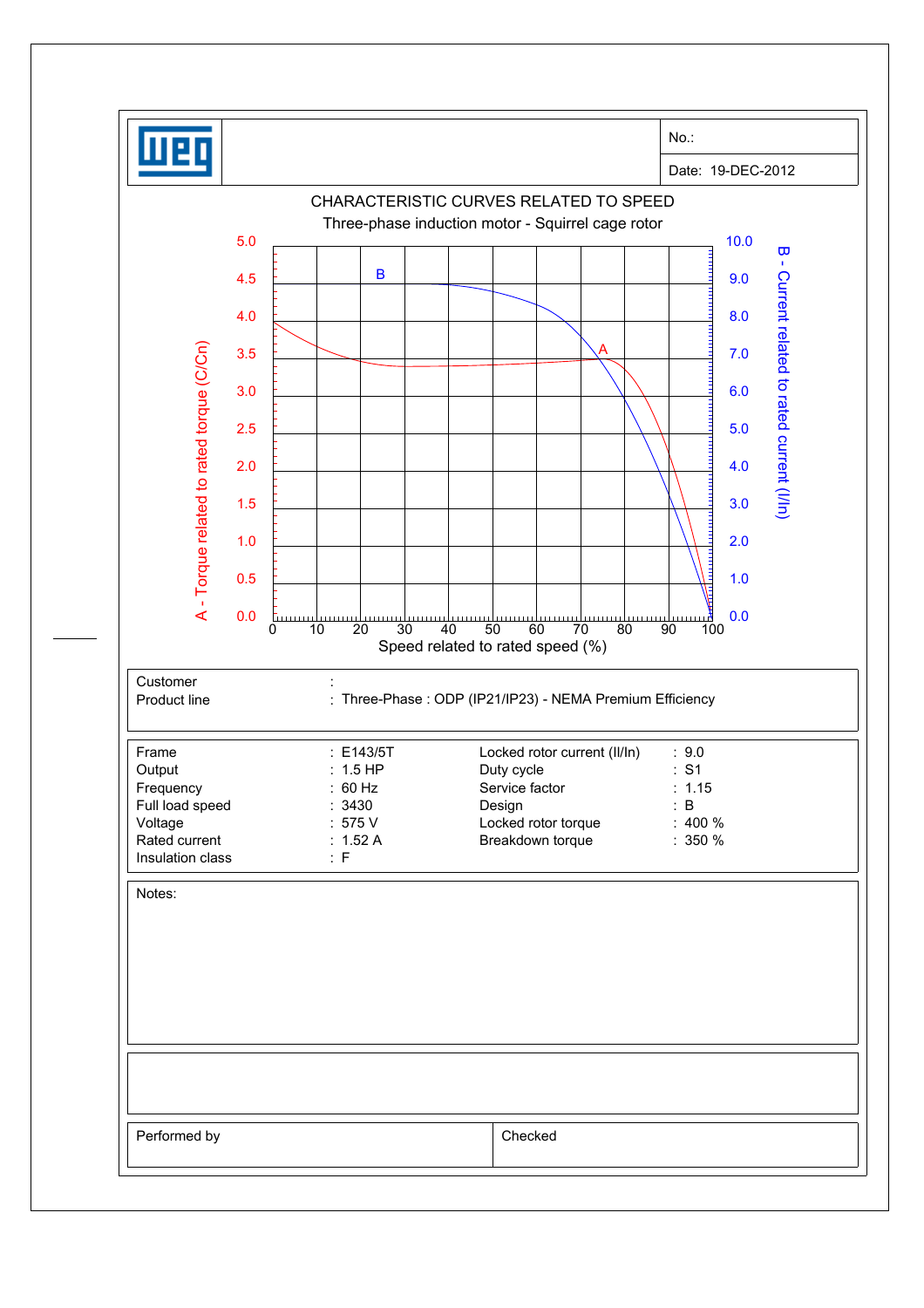| | No.: |
|---|---|
| | Date: 19-DEC-2012 |

## CHARACTERISTIC CURVES RELATED TO SPEED

Three-phase induction motor - Squirrel cage rotor

A - Torque related to rated torque (C/Cn)

B - Current related to rated current (I/In)

Speed related to rated speed (%)

| | |
|---|---|
| Customer | : |
| Product line | : Three-Phase : ODP (IP21/IP23) - NEMA Premium Efficiency |

| | | | |
|---|---|---|---|
| Frame | : E143/5T | Locked rotor current (Il/In) | : 9.0 |
| Output | : 1.5 HP | Duty cycle | : S1 |
| Frequency | : 60 Hz | Service factor | : 1.15 |
| Full load speed | : 3430 | Design | : B |
| Voltage | : 575 V | Locked rotor torque | : 400 % |
| Rated current | : 1.52 A | Breakdown torque | : 350 % |
| Insulation class | : F | | |

Notes:

| Performed by | Checked |
|---|---|
| | |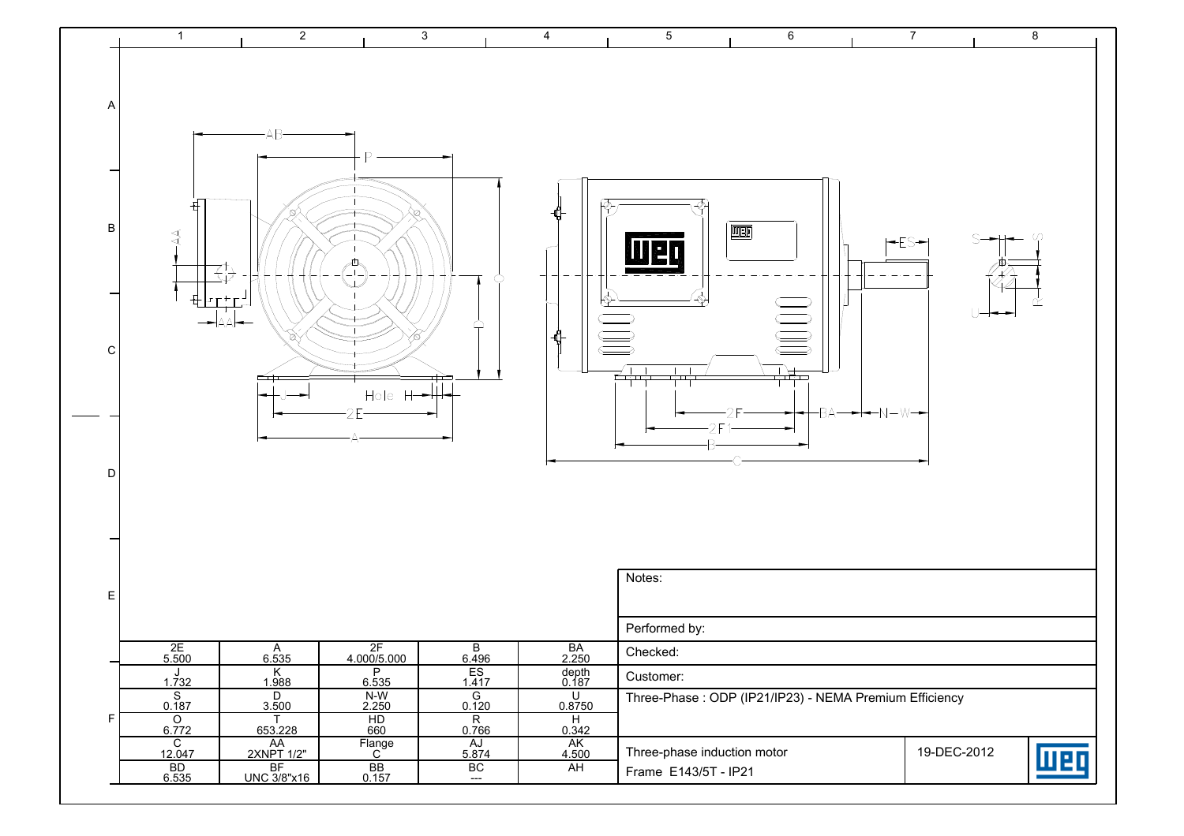| | | | | |
|---|---|---|---|---|
| 2E<br>5.500 | A<br>6.535 | 2F<br>4.000/5.000 | B<br>6.496 | BA<br>2.250 |
| J<br>1.732 | K<br>1.988 | P<br>6.535 | ES<br>1.417 | depth<br>0.187 |
| S<br>0.187 | D<br>3.500 | N-W<br>2.250 | G<br>0.120 | U<br>0.8750 |
| O<br>6.772 | T<br>653.228 | HD<br>660 | R<br>0.766 | H<br>0.342 |
| C<br>12.047 | AA<br>2XNPT 1/2" | Flange<br>C | AJ<br>5.874 | AK<br>4.500 |
| BD<br>6.535 | BF<br>UNC 3/8"x16 | BB<br>0.157 | BC<br>--- | AH |

Notes:

Performed by:

Checked:

Customer:

Three-Phase : ODP (IP21/IP23) - NEMA Premium Efficiency

Three-phase induction motor

Frame E143/5T - IP21

19-DEC-2012

WEG